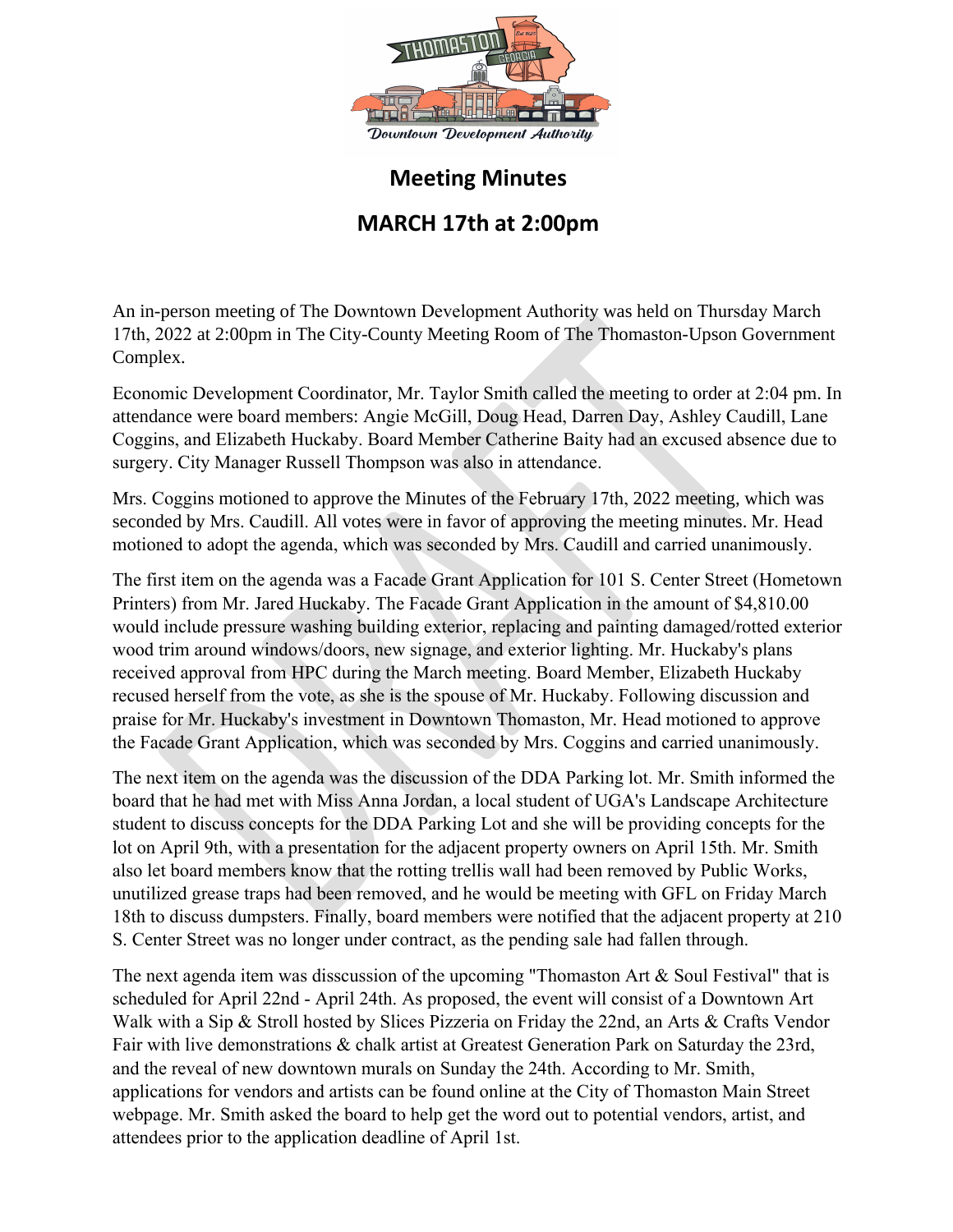# Meeting Minutes

## MARCH 17th at 2:00pm

An in-person meeting of The Downtown Development Authority was held on Thursday March 17th, 2022 at 2:00pm in The City-County Meeting Room of The Thomaston-Upson Government Complex.

Economic Development Coordinator, Mr. Taylor Smith called the meeting to order at 2:04 pm. In attendance were board members: Angie McGill, Doug Head, Darren Day, Ashley Caudill, Lane Coggins, and Elizabeth Huckaby. Board Member Catherine Baity had an excused absence due to surgery. City Manager Russell Thompson was also in attendance.

Mrs. Coggins motioned to approve the Minutes of the February 17th, 2022 meeting, which was seconded by Mrs. Caudill. All votes were in favor of approving the meeting minutes. Mr. Head motioned to adopt the agenda, which was seconded by Mrs. Caudill and carried unanimously.

The first item on the agenda was a Facade Grant Application for 101 S. Center Street (Hometown Printers) from Mr. Jared Huckaby. The Facade Grant Application in the amount of $4,810.00 would include pressure washing building exterior, replacing and painting damaged/rotted exterior wood trim around windows/doors, new signage, and exterior lighting. Mr. Huckaby's plans received approval from HPC during the March meeting. Board Member, Elizabeth Huckaby recused herself from the vote, as she is the spouse of Mr. Huckaby. Following discussion and praise for Mr. Huckaby's investment in Downtown Thomaston, Mr. Head motioned to approve the Facade Grant Application, which was seconded by Mrs. Coggins and carried unanimously.

The next item on the agenda was the discussion of the DDA Parking lot. Mr. Smith informed the board that he had met with Miss Anna Jordan, a local student of UGA's Landscape Architecture student to discuss concepts for the DDA Parking Lot and she will be providing concepts for the lot on April 9th, with a presentation for the adjacent property owners on April 15th. Mr. Smith also let board members know that the rotting trellis wall had been removed by Public Works, unutilized grease traps had been removed, and he would be meeting with GFL on Friday March 18th to discuss dumpsters. Finally, board members were notified that the adjacent property at 210 S. Center Street was no longer under contract, as the pending sale had fallen through.

The next agenda item was disscussion of the upcoming "Thomaston Art & Soul Festival" that is scheduled for April 22nd - April 24th. As proposed, the event will consist of a Downtown Art Walk with a Sip & Stroll hosted by Slices Pizzeria on Friday the 22nd, an Arts & Crafts Vendor Fair with live demonstrations & chalk artist at Greatest Generation Park on Saturday the 23rd, and the reveal of new downtown murals on Sunday the 24th. According to Mr. Smith, applications for vendors and artists can be found online at the City of Thomaston Main Street webpage. Mr. Smith asked the board to help get the word out to potential vendors, artist, and attendees prior to the application deadline of April 1st.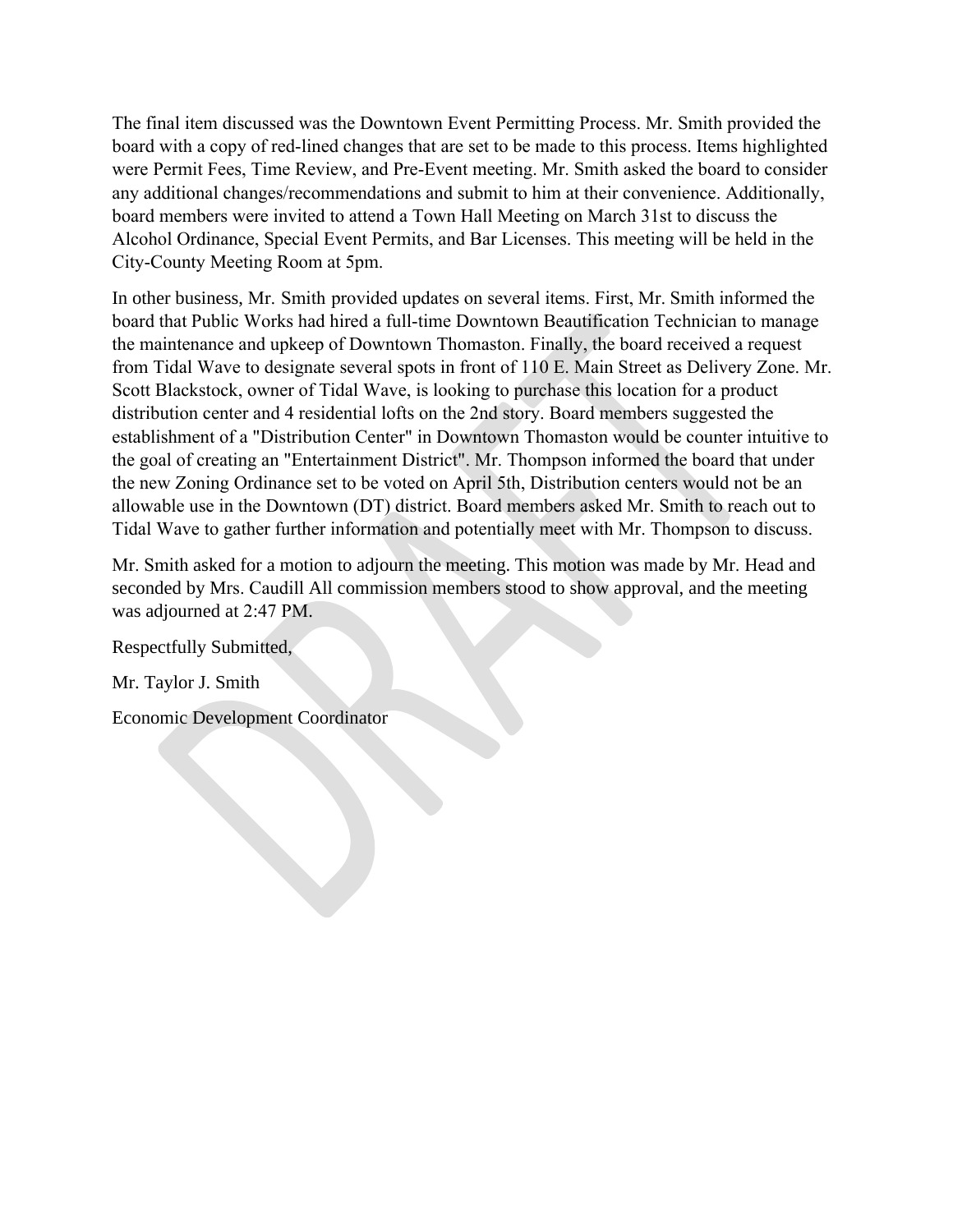The final item discussed was the Downtown Event Permitting Process. Mr. Smith provided the board with a copy of red-lined changes that are set to be made to this process. Items highlighted were Permit Fees, Time Review, and Pre-Event meeting. Mr. Smith asked the board to consider any additional changes/recommendations and submit to him at their convenience. Additionally, board members were invited to attend a Town Hall Meeting on March 31st to discuss the Alcohol Ordinance, Special Event Permits, and Bar Licenses. This meeting will be held in the City-County Meeting Room at 5pm.

In other business, Mr. Smith provided updates on several items. First, Mr. Smith informed the board that Public Works had hired a full-time Downtown Beautification Technician to manage the maintenance and upkeep of Downtown Thomaston. Finally, the board received a request from Tidal Wave to designate several spots in front of 110 E. Main Street as Delivery Zone. Mr. Scott Blackstock, owner of Tidal Wave, is looking to purchase this location for a product distribution center and 4 residential lofts on the 2nd story. Board members suggested the establishment of a "Distribution Center" in Downtown Thomaston would be counter intuitive to the goal of creating an "Entertainment District". Mr. Thompson informed the board that under the new Zoning Ordinance set to be voted on April 5th, Distribution centers would not be an allowable use in the Downtown (DT) district. Board members asked Mr. Smith to reach out to Tidal Wave to gather further information and potentially meet with Mr. Thompson to discuss.

Mr. Smith asked for a motion to adjourn the meeting. This motion was made by Mr. Head and seconded by Mrs. Caudill All commission members stood to show approval, and the meeting was adjourned at 2:47 PM.

Respectfully Submitted,

Mr. Taylor J. Smith

Economic Development Coordinator